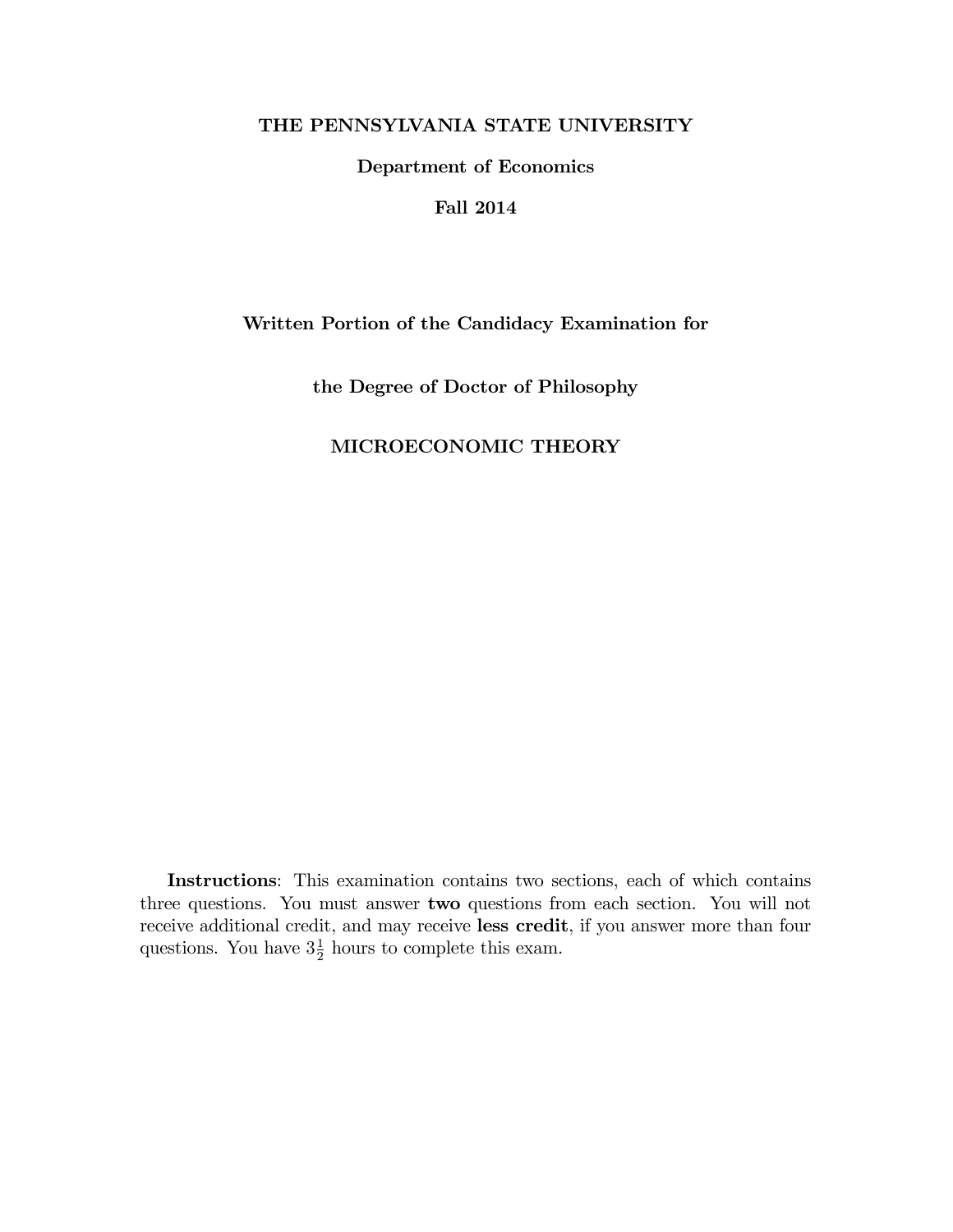**THE PENNSYLVANIA STATE UNIVERSITY**

**Department of Economics**

**Fall 2014**

**Written Portion of the Candidacy Examination for**

**the Degree of Doctor of Philosophy**

**MICROECONOMIC THEORY**

**Instructions**: This examination contains two sections, each of which contains three questions. You must answer **two** questions from each section. You will not receive additional credit, and may receive **less credit**, if you answer more than four questions. You have $3\frac{1}{2}$ hours to complete this exam.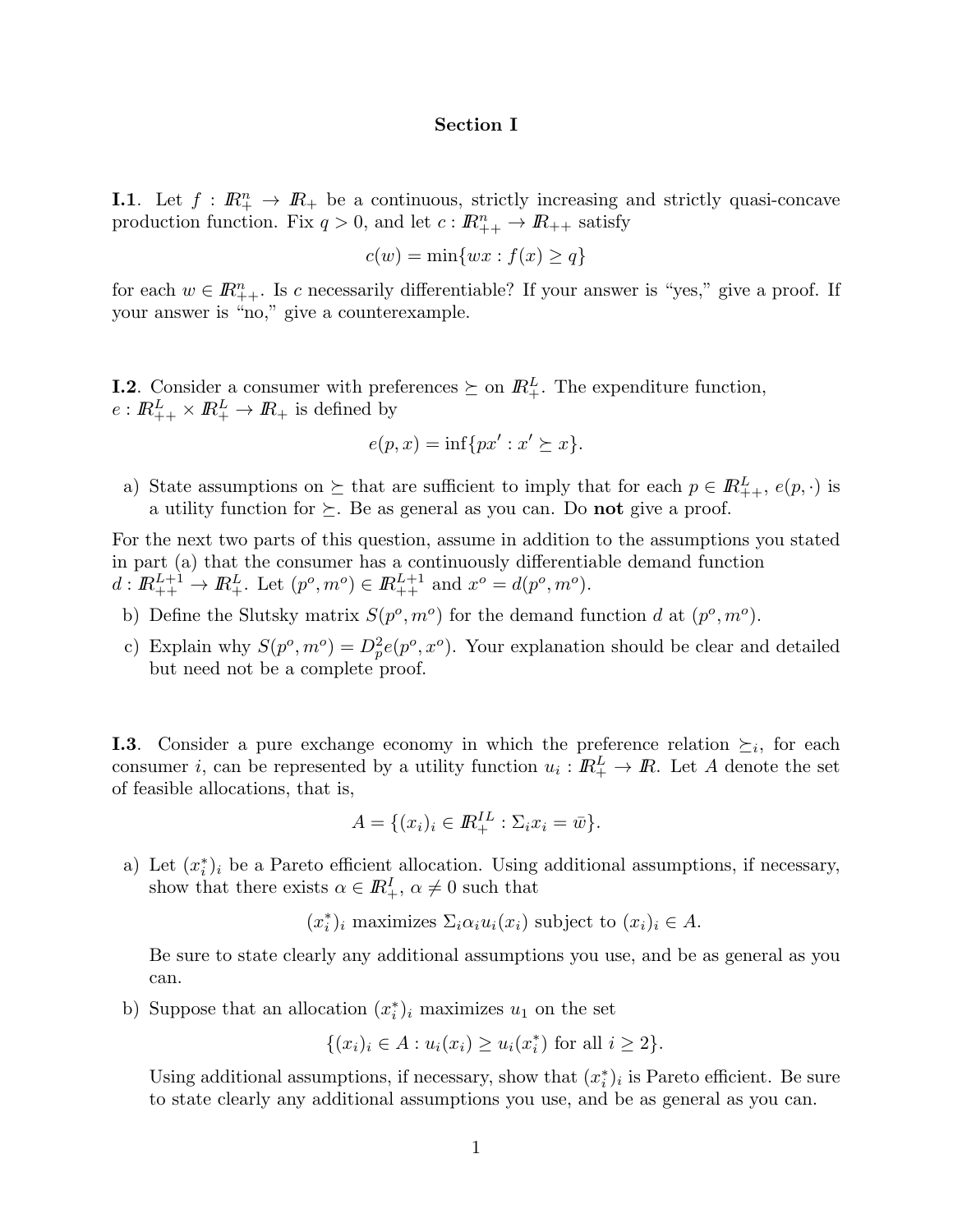## Section I

**I.1**. Let $f : \mathbb{R}^n_+ \to \mathbb{R}_+$ be a continuous, strictly increasing and strictly quasi-concave production function. Fix $q > 0$, and let $c : \mathbb{R}^n_{++} \to \mathbb{R}_{++}$ satisfy

$$c(w) = \min\{wx : f(x) \geq q\}$$

for each $w \in \mathbb{R}^n_{++}$. Is $c$ necessarily differentiable? If your answer is "yes," give a proof. If your answer is "no," give a counterexample.

**I.2**. Consider a consumer with preferences $\succeq$ on $\mathbb{R}^L_+$. The expenditure function, $e : \mathbb{R}^L_{++} \times \mathbb{R}^L_+ \to \mathbb{R}_+$ is defined by

$$e(p, x) = \inf\{px' : x' \succeq x\}.$$

a) State assumptions on $\succeq$ that are sufficient to imply that for each $p \in \mathbb{R}^L_{++}$, $e(p, \cdot)$ is a utility function for $\succeq$. Be as general as you can. Do **not** give a proof.

For the next two parts of this question, assume in addition to the assumptions you stated in part (a) that the consumer has a continuously differentiable demand function $d : \mathbb{R}^{L+1}_{++} \to \mathbb{R}^L_+$. Let $(p^o, m^o) \in \mathbb{R}^{L+1}_{++}$ and $x^o = d(p^o, m^o)$.

b) Define the Slutsky matrix $S(p^o, m^o)$ for the demand function $d$ at $(p^o, m^o)$.

c) Explain why $S(p^o, m^o) = D^2_p e(p^o, x^o)$. Your explanation should be clear and detailed but need not be a complete proof.

**I.3**. Consider a pure exchange economy in which the preference relation $\succeq_i$, for each consumer $i$, can be represented by a utility function $u_i : \mathbb{R}^L_+ \to \mathbb{R}$. Let $A$ denote the set of feasible allocations, that is,

$$A = \{(x_i)_i \in \mathbb{R}^{IL}_+ : \Sigma_i x_i = \bar{w}\}.$$

a) Let $(x_i^*)_i$ be a Pareto efficient allocation. Using additional assumptions, if necessary, show that there exists $\alpha \in \mathbb{R}^I_+$, $\alpha \neq 0$ such that

$$(x_i^*)_i \text{ maximizes } \Sigma_i \alpha_i u_i(x_i) \text{ subject to } (x_i)_i \in A.$$

Be sure to state clearly any additional assumptions you use, and be as general as you can.

b) Suppose that an allocation $(x_i^*)_i$ maximizes $u_1$ on the set

$$\{(x_i)_i \in A : u_i(x_i) \geq u_i(x_i^*) \text{ for all } i \geq 2\}.$$

Using additional assumptions, if necessary, show that $(x_i^*)_i$ is Pareto efficient. Be sure to state clearly any additional assumptions you use, and be as general as you can.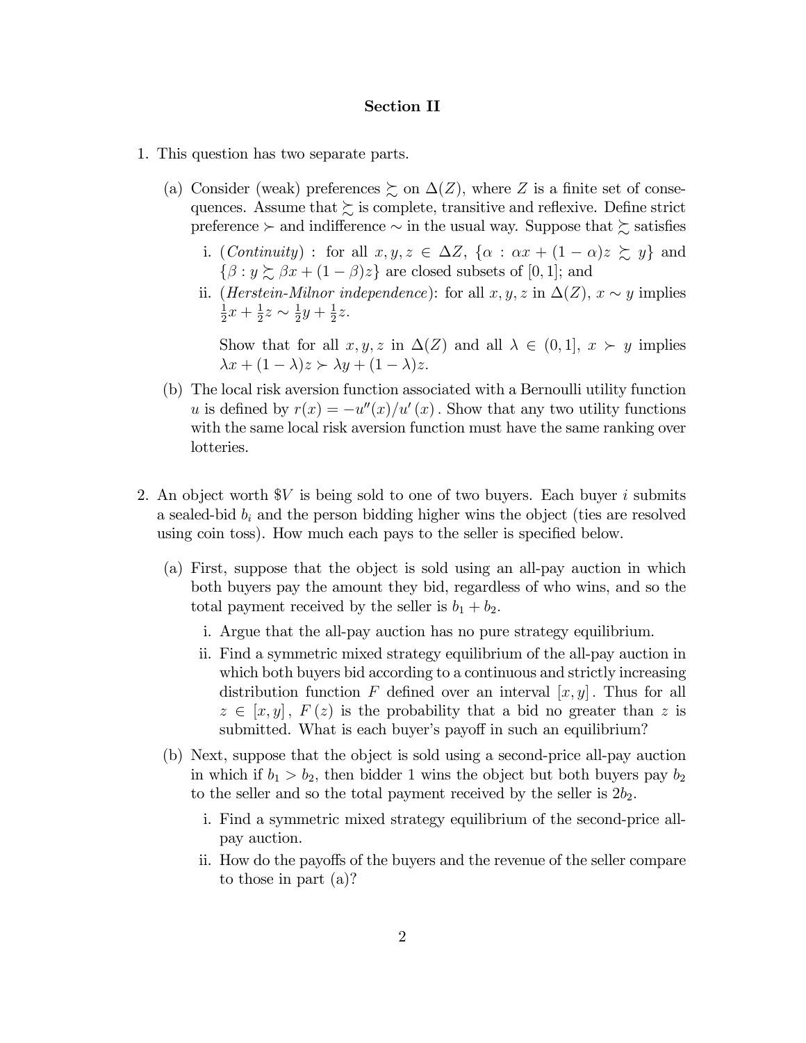## Section II

1. This question has two separate parts.

   (a) Consider (weak) preferences $\succsim$ on $\Delta(Z)$, where $Z$ is a finite set of consequences. Assume that $\succsim$ is complete, transitive and reflexive. Define strict preference $\succ$ and indifference $\sim$ in the usual way. Suppose that $\succsim$ satisfies

   i. (*Continuity*) : for all $x, y, z \in \Delta Z$, $\{\alpha : \alpha x + (1-\alpha)z \succsim y\}$ and $\{\beta : y \succsim \beta x + (1-\beta)z\}$ are closed subsets of $[0,1]$; and

   ii. (*Herstein-Milnor independence*): for all $x, y, z$ in $\Delta(Z)$, $x \sim y$ implies $\frac{1}{2}x + \frac{1}{2}z \sim \frac{1}{2}y + \frac{1}{2}z$.

   Show that for all $x, y, z$ in $\Delta(Z)$ and all $\lambda \in (0,1]$, $x \succ y$ implies $\lambda x + (1-\lambda)z \succ \lambda y + (1-\lambda)z$.

   (b) The local risk aversion function associated with a Bernoulli utility function $u$ is defined by $r(x) = -u''(x)/u'(x)$. Show that any two utility functions with the same local risk aversion function must have the same ranking over lotteries.

2. An object worth \$$V$ is being sold to one of two buyers. Each buyer $i$ submits a sealed-bid $b_i$ and the person bidding higher wins the object (ties are resolved using coin toss). How much each pays to the seller is specified below.

   (a) First, suppose that the object is sold using an all-pay auction in which both buyers pay the amount they bid, regardless of who wins, and so the total payment received by the seller is $b_1 + b_2$.

   i. Argue that the all-pay auction has no pure strategy equilibrium.

   ii. Find a symmetric mixed strategy equilibrium of the all-pay auction in which both buyers bid according to a continuous and strictly increasing distribution function $F$ defined over an interval $[x, y]$. Thus for all $z \in [x, y]$, $F(z)$ is the probability that a bid no greater than $z$ is submitted. What is each buyer's payoff in such an equilibrium?

   (b) Next, suppose that the object is sold using a second-price all-pay auction in which if $b_1 > b_2$, then bidder 1 wins the object but both buyers pay $b_2$ to the seller and so the total payment received by the seller is $2b_2$.

   i. Find a symmetric mixed strategy equilibrium of the second-price all-pay auction.

   ii. How do the payoffs of the buyers and the revenue of the seller compare to those in part (a)?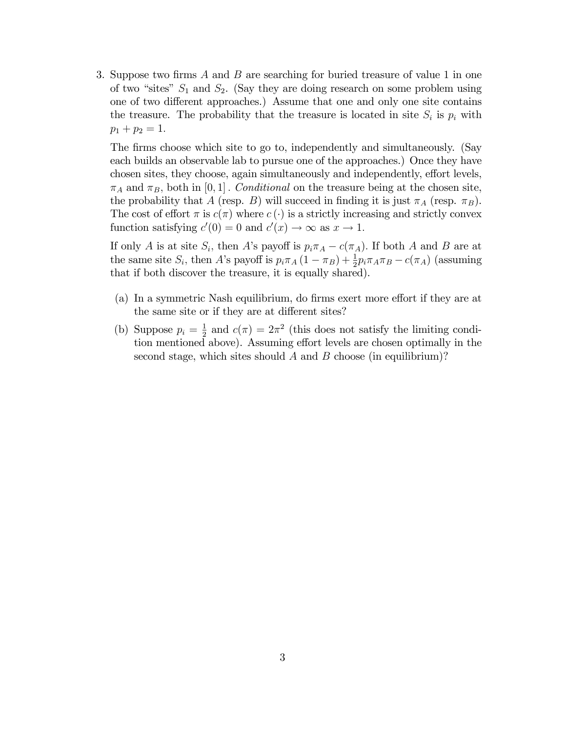3. Suppose two firms $A$ and $B$ are searching for buried treasure of value 1 in one of two "sites" $S_1$ and $S_2$. (Say they are doing research on some problem using one of two different approaches.) Assume that one and only one site contains the treasure. The probability that the treasure is located in site $S_i$ is $p_i$ with $p_1 + p_2 = 1$.

   The firms choose which site to go to, independently and simultaneously. (Say each builds an observable lab to pursue one of the approaches.) Once they have chosen sites, they choose, again simultaneously and independently, effort levels, $\pi_A$ and $\pi_B$, both in $[0, 1]$. *Conditional* on the treasure being at the chosen site, the probability that $A$ (resp. $B$) will succeed in finding it is just $\pi_A$ (resp. $\pi_B$). The cost of effort $\pi$ is $c(\pi)$ where $c(\cdot)$ is a strictly increasing and strictly convex function satisfying $c'(0) = 0$ and $c'(x) \to \infty$ as $x \to 1$.

   If only $A$ is at site $S_i$, then $A$'s payoff is $p_i \pi_A - c(\pi_A)$. If both $A$ and $B$ are at the same site $S_i$, then $A$'s payoff is $p_i \pi_A (1 - \pi_B) + \frac{1}{2} p_i \pi_A \pi_B - c(\pi_A)$ (assuming that if both discover the treasure, it is equally shared).

   (a) In a symmetric Nash equilibrium, do firms exert more effort if they are at the same site or if they are at different sites?

   (b) Suppose $p_i = \frac{1}{2}$ and $c(\pi) = 2\pi^2$ (this does not satisfy the limiting condition mentioned above). Assuming effort levels are chosen optimally in the second stage, which sites should $A$ and $B$ choose (in equilibrium)?